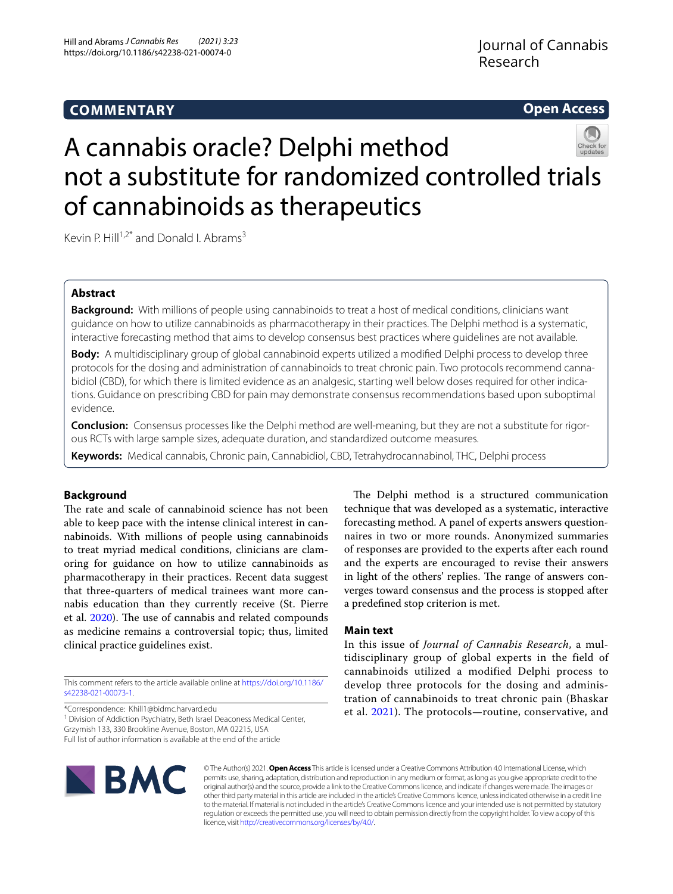COMMENTARY

Open Access

# A cannabis oracle? Delphi method not a substitute for randomized controlled trials of cannabinoids as therapeutics

Kevin P. Hill[1,2*] and Donald I. Abrams[3]

## Abstract

**Background:** With millions of people using cannabinoids to treat a host of medical conditions, clinicians want guidance on how to utilize cannabinoids as pharmacotherapy in their practices. The Delphi method is a systematic, interactive forecasting method that aims to develop consensus best practices where guidelines are not available.

**Body:** A multidisciplinary group of global cannabinoid experts utilized a modified Delphi process to develop three protocols for the dosing and administration of cannabinoids to treat chronic pain. Two protocols recommend cannabidiol (CBD), for which there is limited evidence as an analgesic, starting well below doses required for other indications. Guidance on prescribing CBD for pain may demonstrate consensus recommendations based upon suboptimal evidence.

**Conclusion:** Consensus processes like the Delphi method are well-meaning, but they are not a substitute for rigorous RCTs with large sample sizes, adequate duration, and standardized outcome measures.

**Keywords:** Medical cannabis, Chronic pain, Cannabidiol, CBD, Tetrahydrocannabinol, THC, Delphi process

## Background

The rate and scale of cannabinoid science has not been able to keep pace with the intense clinical interest in cannabinoids. With millions of people using cannabinoids to treat myriad medical conditions, clinicians are clamoring for guidance on how to utilize cannabinoids as pharmacotherapy in their practices. Recent data suggest that three-quarters of medical trainees want more cannabis education than they currently receive (St. Pierre et al. 2020). The use of cannabis and related compounds as medicine remains a controversial topic; thus, limited clinical practice guidelines exist.

The Delphi method is a structured communication technique that was developed as a systematic, interactive forecasting method. A panel of experts answers questionnaires in two or more rounds. Anonymized summaries of responses are provided to the experts after each round and the experts are encouraged to revise their answers in light of the others' replies. The range of answers converges toward consensus and the process is stopped after a predefined stop criterion is met.

## Main text

In this issue of *Journal of Cannabis Research*, a multidisciplinary group of global experts in the field of cannabinoids utilized a modified Delphi process to develop three protocols for the dosing and administration of cannabinoids to treat chronic pain (Bhaskar et al. 2021). The protocols—routine, conservative, and

This comment refers to the article available online at https://doi.org/10.1186/s42238-021-00073-1.

*Correspondence: Khill1@bidmc.harvard.edu
[1] Division of Addiction Psychiatry, Beth Israel Deaconess Medical Center, Grzymish 133, 330 Brookline Avenue, Boston, MA 02215, USA
Full list of author information is available at the end of the article

© The Author(s) 2021. **Open Access** This article is licensed under a Creative Commons Attribution 4.0 International License, which permits use, sharing, adaptation, distribution and reproduction in any medium or format, as long as you give appropriate credit to the original author(s) and the source, provide a link to the Creative Commons licence, and indicate if changes were made. The images or other third party material in this article are included in the article's Creative Commons licence, unless indicated otherwise in a credit line to the material. If material is not included in the article's Creative Commons licence and your intended use is not permitted by statutory regulation or exceeds the permitted use, you will need to obtain permission directly from the copyright holder. To view a copy of this licence, visit http://creativecommons.org/licenses/by/4.0/.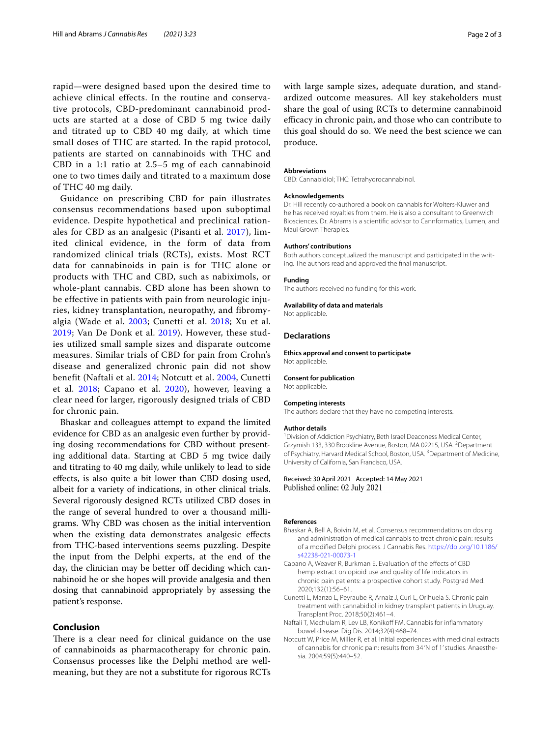rapid—were designed based upon the desired time to achieve clinical effects. In the routine and conservative protocols, CBD-predominant cannabinoid products are started at a dose of CBD 5 mg twice daily and titrated up to CBD 40 mg daily, at which time small doses of THC are started. In the rapid protocol, patients are started on cannabinoids with THC and CBD in a 1:1 ratio at 2.5–5 mg of each cannabinoid one to two times daily and titrated to a maximum dose of THC 40 mg daily.

Guidance on prescribing CBD for pain illustrates consensus recommendations based upon suboptimal evidence. Despite hypothetical and preclinical rationales for CBD as an analgesic (Pisanti et al. 2017), limited clinical evidence, in the form of data from randomized clinical trials (RCTs), exists. Most RCT data for cannabinoids in pain is for THC alone or products with THC and CBD, such as nabiximols, or whole-plant cannabis. CBD alone has been shown to be effective in patients with pain from neurologic injuries, kidney transplantation, neuropathy, and fibromyalgia (Wade et al. 2003; Cunetti et al. 2018; Xu et al. 2019; Van De Donk et al. 2019). However, these studies utilized small sample sizes and disparate outcome measures. Similar trials of CBD for pain from Crohn's disease and generalized chronic pain did not show benefit (Naftali et al. 2014; Notcutt et al. 2004, Cunetti et al. 2018; Capano et al. 2020), however, leaving a clear need for larger, rigorously designed trials of CBD for chronic pain.

Bhaskar and colleagues attempt to expand the limited evidence for CBD as an analgesic even further by providing dosing recommendations for CBD without presenting additional data. Starting at CBD 5 mg twice daily and titrating to 40 mg daily, while unlikely to lead to side effects, is also quite a bit lower than CBD dosing used, albeit for a variety of indications, in other clinical trials. Several rigorously designed RCTs utilized CBD doses in the range of several hundred to over a thousand milligrams. Why CBD was chosen as the initial intervention when the existing data demonstrates analgesic effects from THC-based interventions seems puzzling. Despite the input from the Delphi experts, at the end of the day, the clinician may be better off deciding which cannabinoid he or she hopes will provide analgesia and then dosing that cannabinoid appropriately by assessing the patient's response.

## Conclusion

There is a clear need for clinical guidance on the use of cannabinoids as pharmacotherapy for chronic pain. Consensus processes like the Delphi method are well-meaning, but they are not a substitute for rigorous RCTs with large sample sizes, adequate duration, and standardized outcome measures. All key stakeholders must share the goal of using RCTs to determine cannabinoid efficacy in chronic pain, and those who can contribute to this goal should do so. We need the best science we can produce.

### Abbreviations

CBD: Cannabidiol; THC: Tetrahydrocannabinol.

### Acknowledgements

Dr. Hill recently co-authored a book on cannabis for Wolters-Kluwer and he has received royalties from them. He is also a consultant to Greenwich Biosciences. Dr. Abrams is a scientific advisor to Cannformatics, Lumen, and Maui Grown Therapies.

### Authors' contributions

Both authors conceptualized the manuscript and participated in the writing. The authors read and approved the final manuscript.

### Funding

The authors received no funding for this work.

### Availability of data and materials

Not applicable.

## Declarations

### Ethics approval and consent to participate

Not applicable.

### Consent for publication

Not applicable.

### Competing interests

The authors declare that they have no competing interests.

### Author details

[1]Division of Addiction Psychiatry, Beth Israel Deaconess Medical Center, Grzymish 133, 330 Brookline Avenue, Boston, MA 02215, USA. [2]Department of Psychiatry, Harvard Medical School, Boston, USA. [3]Department of Medicine, University of California, San Francisco, USA.

Received: 30 April 2021 Accepted: 14 May 2021
Published online: 02 July 2021

### References

Bhaskar A, Bell A, Boivin M, et al. Consensus recommendations on dosing and administration of medical cannabis to treat chronic pain: results of a modified Delphi process. J Cannabis Res. https://doi.org/10.1186/s42238-021-00073-1

Capano A, Weaver R, Burkman E. Evaluation of the effects of CBD hemp extract on opioid use and quality of life indicators in chronic pain patients: a prospective cohort study. Postgrad Med. 2020;132(1):56–61.

Cunetti L, Manzo L, Peyraube R, Arnaiz J, Curi L, Orihuela S. Chronic pain treatment with cannabidiol in kidney transplant patients in Uruguay. Transplant Proc. 2018;50(2):461–4.

Naftali T, Mechulam R, Lev LB, Konikoff FM. Cannabis for inflammatory bowel disease. Dig Dis. 2014;32(4):468–74.

Notcutt W, Price M, Miller R, et al. Initial experiences with medicinal extracts of cannabis for chronic pain: results from 34 'N of 1' studies. Anaesthesia. 2004;59(5):440–52.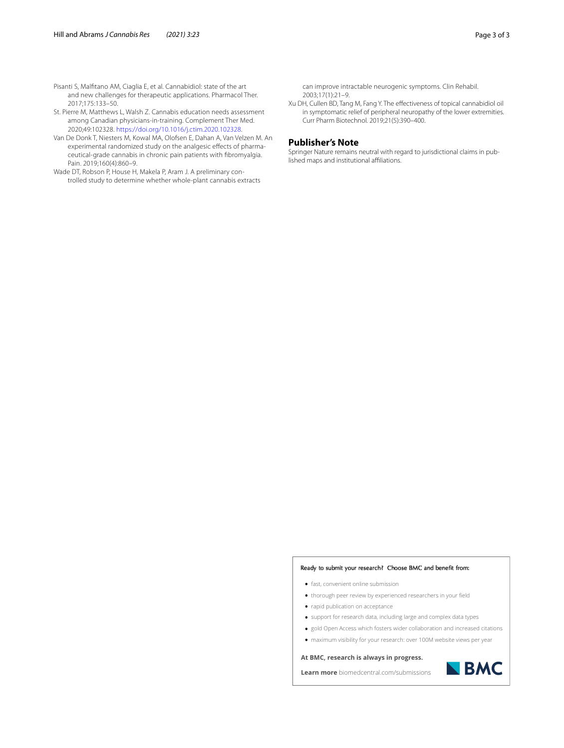Pisanti S, Malfitano AM, Ciaglia E, et al. Cannabidiol: state of the art and new challenges for therapeutic applications. Pharmacol Ther. 2017;175:133–50.

St. Pierre M, Matthews L, Walsh Z. Cannabis education needs assessment among Canadian physicians-in-training. Complement Ther Med. 2020;49:102328. https://doi.org/10.1016/j.ctim.2020.102328.

Van De Donk T, Niesters M, Kowal MA, Olofsen E, Dahan A, Van Velzen M. An experimental randomized study on the analgesic effects of pharmaceutical-grade cannabis in chronic pain patients with fibromyalgia. Pain. 2019;160(4):860–9.

Wade DT, Robson P, House H, Makela P, Aram J. A preliminary controlled study to determine whether whole-plant cannabis extracts can improve intractable neurogenic symptoms. Clin Rehabil. 2003;17(1):21–9.

Xu DH, Cullen BD, Tang M, Fang Y. The effectiveness of topical cannabidiol oil in symptomatic relief of peripheral neuropathy of the lower extremities. Curr Pharm Biotechnol. 2019;21(5):390–400.

## Publisher's Note

Springer Nature remains neutral with regard to jurisdictional claims in published maps and institutional affiliations.

Ready to submit your research? Choose BMC and benefit from:

- fast, convenient online submission
- thorough peer review by experienced researchers in your field
- rapid publication on acceptance
- support for research data, including large and complex data types
- gold Open Access which fosters wider collaboration and increased citations
- maximum visibility for your research: over 100M website views per year

**At BMC, research is always in progress.**

**Learn more** biomedcentral.com/submissions

BMC